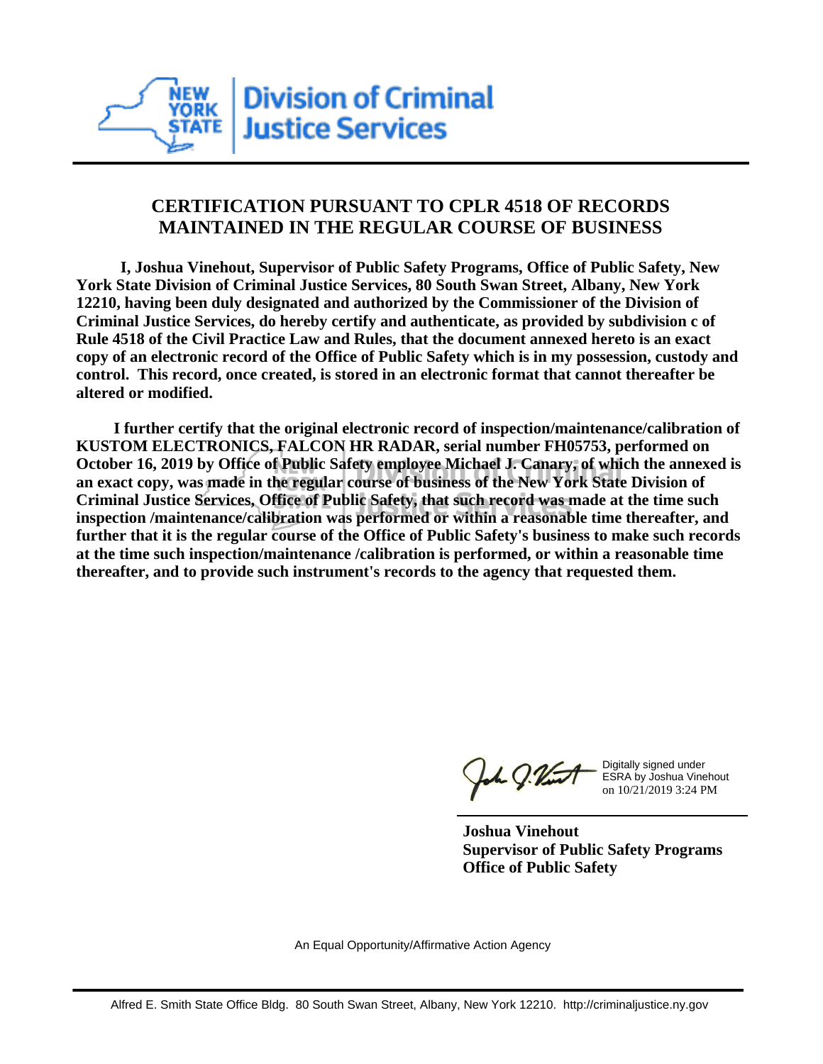NEW YORK STATE | Division of Criminal Justice Services

## CERTIFICATION PURSUANT TO CPLR 4518 OF RECORDS MAINTAINED IN THE REGULAR COURSE OF BUSINESS

**I, Joshua Vinehout, Supervisor of Public Safety Programs, Office of Public Safety, New York State Division of Criminal Justice Services, 80 South Swan Street, Albany, New York 12210, having been duly designated and authorized by the Commissioner of the Division of Criminal Justice Services, do hereby certify and authenticate, as provided by subdivision c of Rule 4518 of the Civil Practice Law and Rules, that the document annexed hereto is an exact copy of an electronic record of the Office of Public Safety which is in my possession, custody and control. This record, once created, is stored in an electronic format that cannot thereafter be altered or modified.**

**I further certify that the original electronic record of inspection/maintenance/calibration of KUSTOM ELECTRONICS, FALCON HR RADAR, serial number FH05753, performed on October 16, 2019 by Office of Public Safety employee Michael J. Canary, of which the annexed is an exact copy, was made in the regular course of business of the New York State Division of Criminal Justice Services, Office of Public Safety, that such record was made at the time such inspection /maintenance/calibration was performed or within a reasonable time thereafter, and further that it is the regular course of the Office of Public Safety's business to make such records at the time such inspection/maintenance /calibration is performed, or within a reasonable time thereafter, and to provide such instrument's records to the agency that requested them.**

Digitally signed under ESRA by Joshua Vinehout on 10/21/2019 3:24 PM

**Joshua Vinehout**
**Supervisor of Public Safety Programs**
**Office of Public Safety**

An Equal Opportunity/Affirmative Action Agency

Alfred E. Smith State Office Bldg. 80 South Swan Street, Albany, New York 12210. http://criminaljustice.ny.gov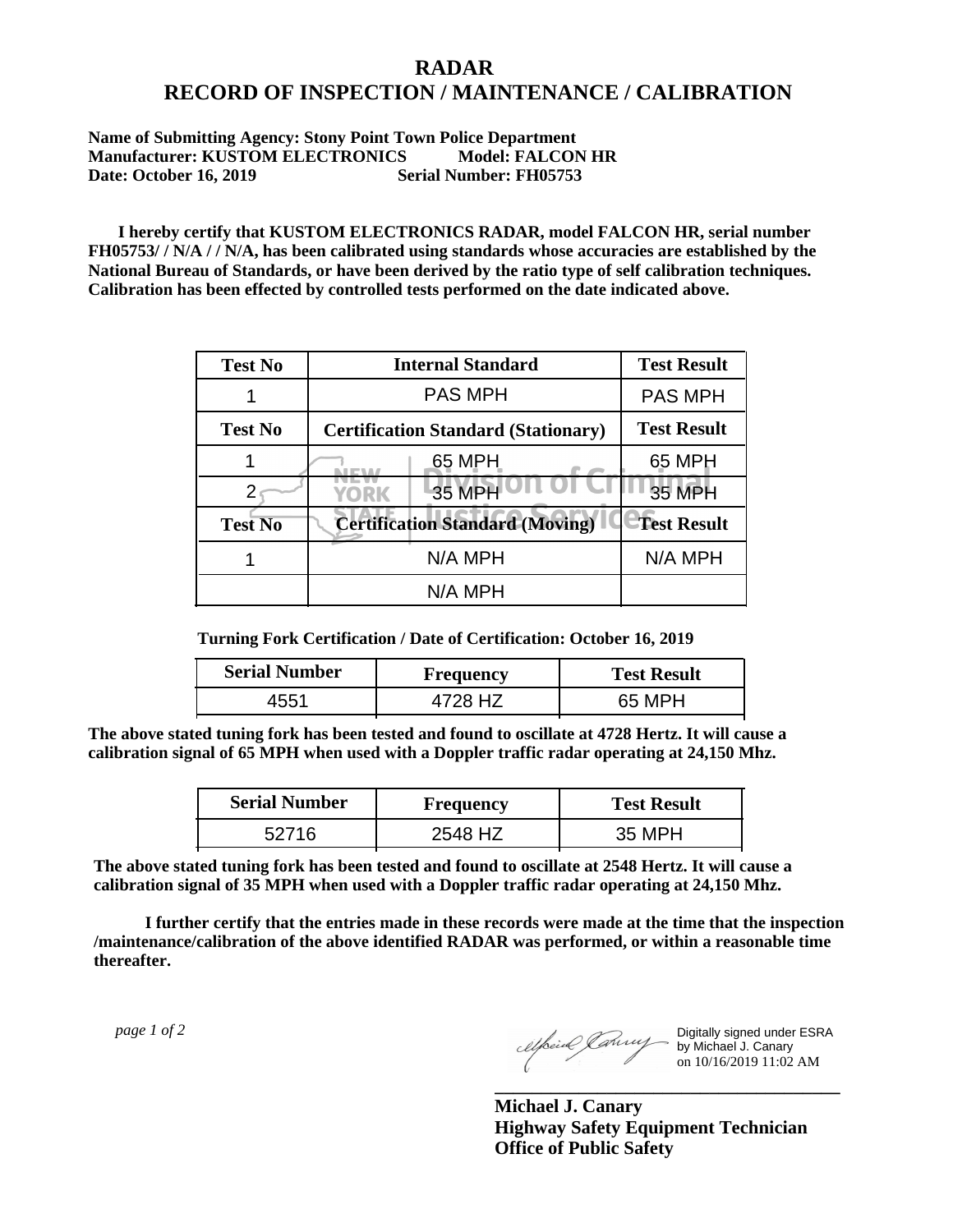# RADAR
# RECORD OF INSPECTION / MAINTENANCE / CALIBRATION

**Name of Submitting Agency: Stony Point Town Police Department**
**Manufacturer: KUSTOM ELECTRONICS Model: FALCON HR**
**Date: October 16, 2019 Serial Number: FH05753**

**I hereby certify that KUSTOM ELECTRONICS RADAR, model FALCON HR, serial number FH05753/ / N/A / / N/A, has been calibrated using standards whose accuracies are established by the National Bureau of Standards, or have been derived by the ratio type of self calibration techniques. Calibration has been effected by controlled tests performed on the date indicated above.**

| Test No | Internal Standard | Test Result |
|---|---|---|
| 1 | PAS MPH | PAS MPH |
| **Test No** | **Certification Standard (Stationary)** | **Test Result** |
| 1 | 65 MPH | 65 MPH |
| 2 | 35 MPH | 35 MPH |
| **Test No** | **Certification Standard (Moving)** | **Test Result** |
| 1 | N/A MPH | N/A MPH |
| | N/A MPH | |

**Turning Fork Certification / Date of Certification: October 16, 2019**

| Serial Number | Frequency | Test Result |
|---|---|---|
| 4551 | 4728 HZ | 65 MPH |

**The above stated tuning fork has been tested and found to oscillate at 4728 Hertz. It will cause a calibration signal of 65 MPH when used with a Doppler traffic radar operating at 24,150 Mhz.**

| Serial Number | Frequency | Test Result |
|---|---|---|
| 52716 | 2548 HZ | 35 MPH |

**The above stated tuning fork has been tested and found to oscillate at 2548 Hertz. It will cause a calibration signal of 35 MPH when used with a Doppler traffic radar operating at 24,150 Mhz.**

**I further certify that the entries made in these records were made at the time that the inspection /maintenance/calibration of the above identified RADAR was performed, or within a reasonable time thereafter.**

*page 1 of 2*

Digitally signed under ESRA by Michael J. Canary on 10/16/2019 11:02 AM

**Michael J. Canary**
**Highway Safety Equipment Technician**
**Office of Public Safety**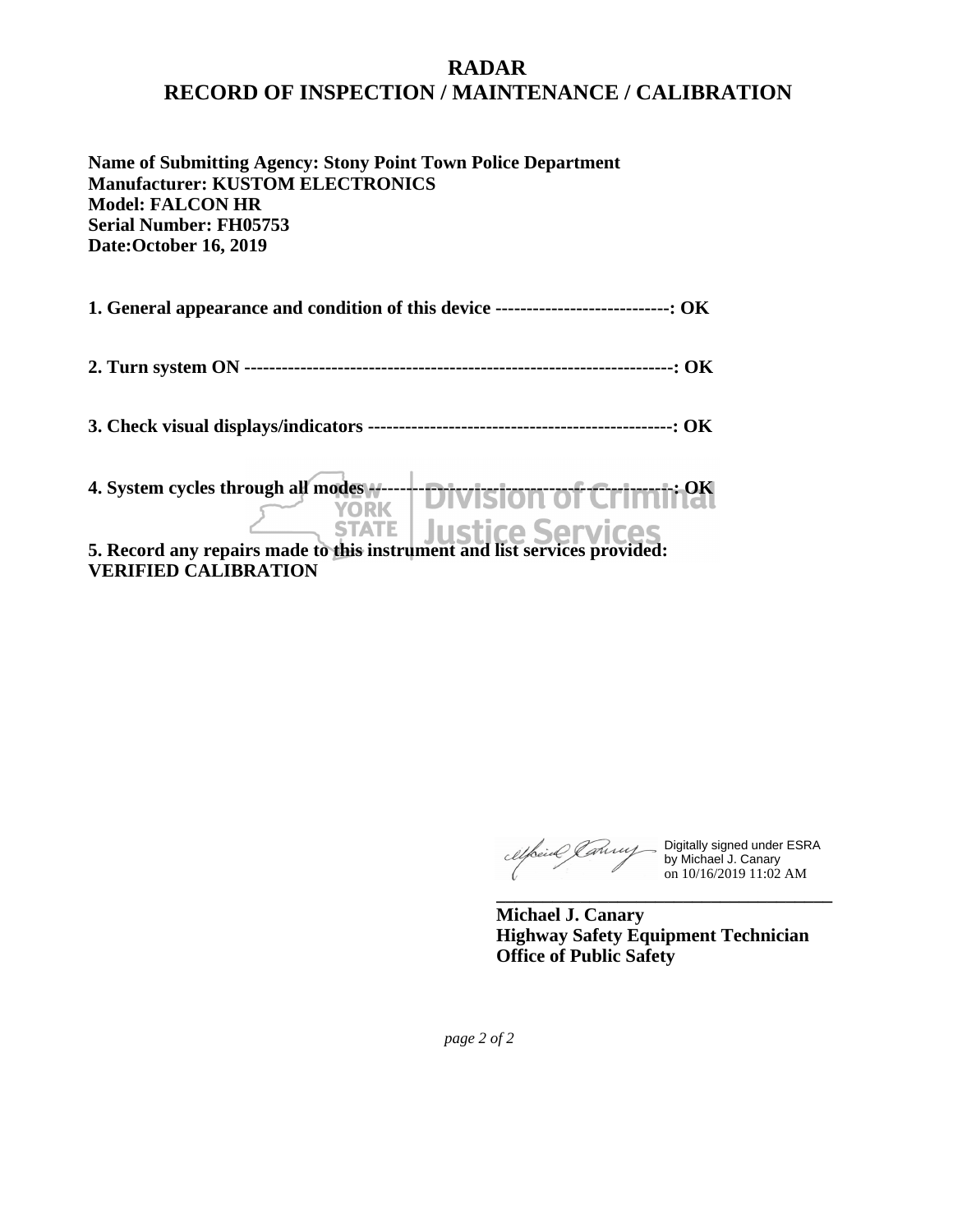# RADAR
# RECORD OF INSPECTION / MAINTENANCE / CALIBRATION

**Name of Submitting Agency: Stony Point Town Police Department**
**Manufacturer: KUSTOM ELECTRONICS**
**Model: FALCON HR**
**Serial Number: FH05753**
**Date:October 16, 2019**

**1. General appearance and condition of this device ----------------------------: OK**

**2. Turn system ON -------------------------------------------------------------------: OK**

**3. Check visual displays/indicators -------------------------------------------------: OK**

**4. System cycles through all modes ---------------------------------------------: OK**

**5. Record any repairs made to this instrument and list services provided:**
**VERIFIED CALIBRATION**

Digitally signed under ESRA by Michael J. Canary on 10/16/2019 11:02 AM

**Michael J. Canary**
**Highway Safety Equipment Technician**
**Office of Public Safety**